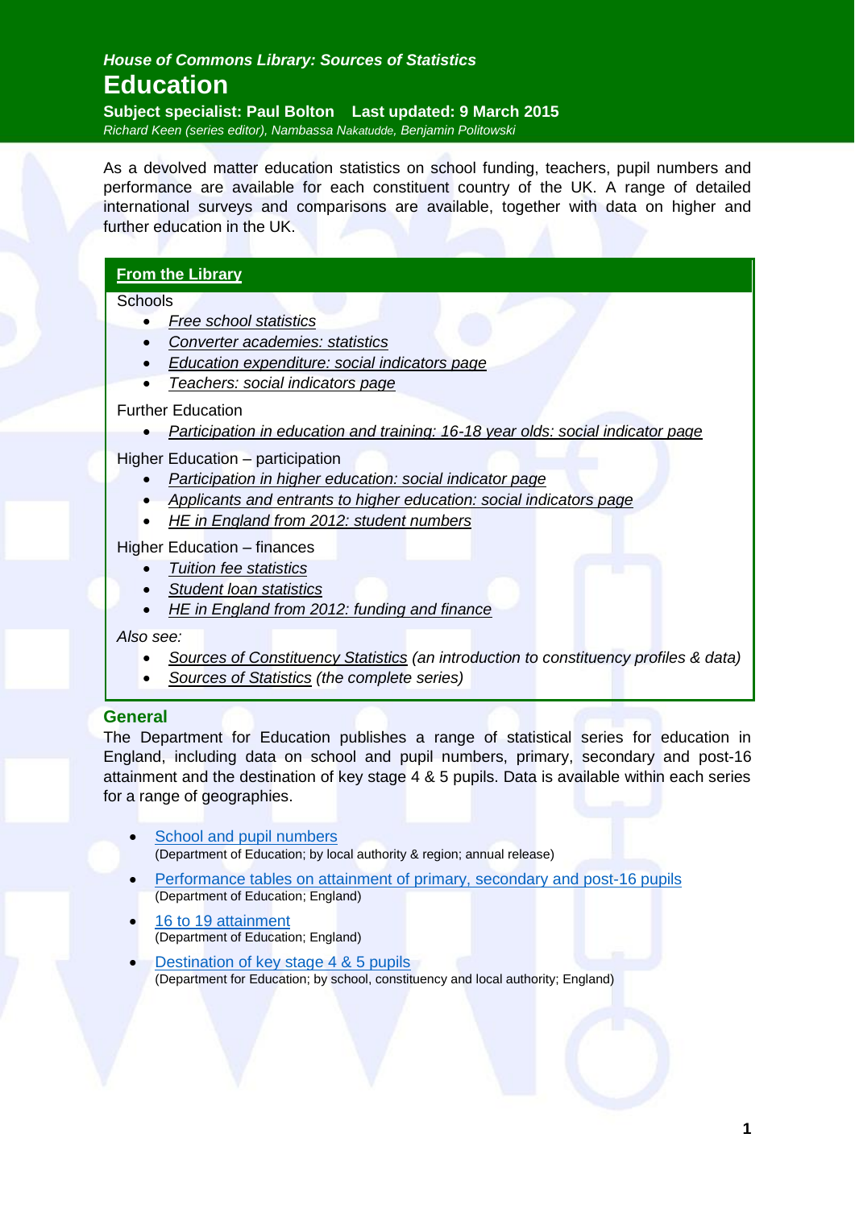*House of Commons Library: Sources of Statistics*

# Education

**Subject specialist: Paul Bolton    Last updated: 9 March 2015**

*Richard Keen (series editor), Nambassa Nakatudde, Benjamin Politowski*

As a devolved matter education statistics on school funding, teachers, pupil numbers and performance are available for each constituent country of the UK. A range of detailed international surveys and comparisons are available, together with data on higher and further education in the UK.

**From the Library**

Schools

- *Free school statistics*
- *Converter academies: statistics*
- *Education expenditure: social indicators page*
- *Teachers: social indicators page*

Further Education

- *Participation in education and training: 16-18 year olds: social indicator page*

Higher Education – participation

- *Participation in higher education: social indicator page*
- *Applicants and entrants to higher education: social indicators page*
- *HE in England from 2012: student numbers*

Higher Education – finances

- *Tuition fee statistics*
- *Student loan statistics*
- *HE in England from 2012: funding and finance*

*Also see:*

- *Sources of Constituency Statistics (an introduction to constituency profiles & data)*
- *Sources of Statistics (the complete series)*

## General

The Department for Education publishes a range of statistical series for education in England, including data on school and pupil numbers, primary, secondary and post-16 attainment and the destination of key stage 4 & 5 pupils. Data is available within each series for a range of geographies.

- School and pupil numbers  
  (Department of Education; by local authority & region; annual release)
- Performance tables on attainment of primary, secondary and post-16 pupils  
  (Department of Education; England)
- 16 to 19 attainment  
  (Department of Education; England)
- Destination of key stage 4 & 5 pupils  
  (Department for Education; by school, constituency and local authority; England)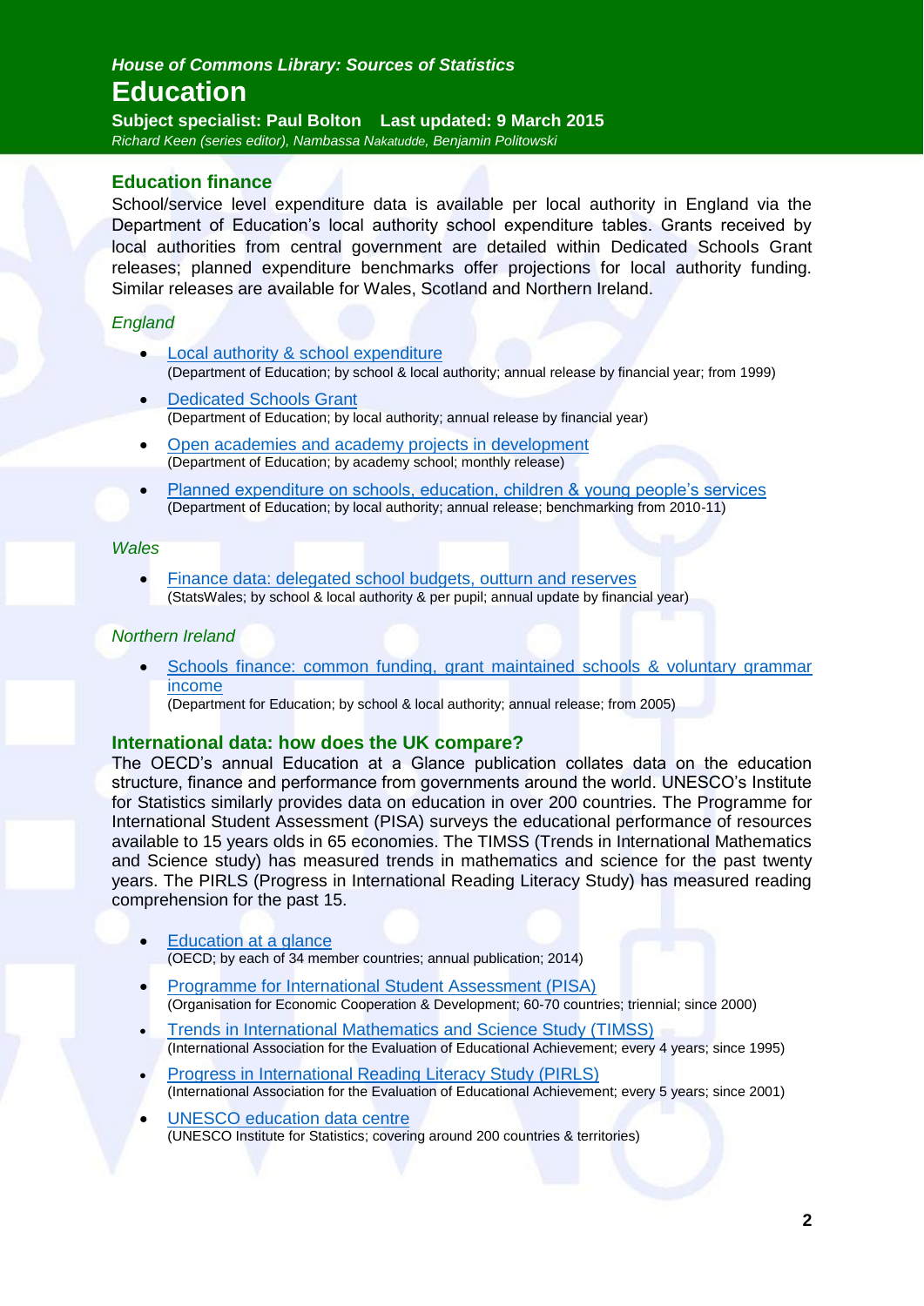## Education finance

School/service level expenditure data is available per local authority in England via the Department of Education's local authority school expenditure tables. Grants received by local authorities from central government are detailed within Dedicated Schools Grant releases; planned expenditure benchmarks offer projections for local authority funding. Similar releases are available for Wales, Scotland and Northern Ireland.

### *England*

- Local authority & school expenditure
  (Department of Education; by school & local authority; annual release by financial year; from 1999)
- Dedicated Schools Grant
  (Department of Education; by local authority; annual release by financial year)
- Open academies and academy projects in development
  (Department of Education; by academy school; monthly release)
- Planned expenditure on schools, education, children & young people's services
  (Department of Education; by local authority; annual release; benchmarking from 2010-11)

### *Wales*

- Finance data: delegated school budgets, outturn and reserves
  (StatsWales; by school & local authority & per pupil; annual update by financial year)

### *Northern Ireland*

- Schools finance: common funding, grant maintained schools & voluntary grammar income
  (Department for Education; by school & local authority; annual release; from 2005)

## International data: how does the UK compare?

The OECD's annual Education at a Glance publication collates data on the education structure, finance and performance from governments around the world. UNESCO's Institute for Statistics similarly provides data on education in over 200 countries. The Programme for International Student Assessment (PISA) surveys the educational performance of resources available to 15 years olds in 65 economies. The TIMSS (Trends in International Mathematics and Science study) has measured trends in mathematics and science for the past twenty years. The PIRLS (Progress in International Reading Literacy Study) has measured reading comprehension for the past 15.

- Education at a glance
  (OECD; by each of 34 member countries; annual publication; 2014)
- Programme for International Student Assessment (PISA)
  (Organisation for Economic Cooperation & Development; 60-70 countries; triennial; since 2000)
- Trends in International Mathematics and Science Study (TIMSS)
  (International Association for the Evaluation of Educational Achievement; every 4 years; since 1995)
- Progress in International Reading Literacy Study (PIRLS)
  (International Association for the Evaluation of Educational Achievement; every 5 years; since 2001)
- UNESCO education data centre
  (UNESCO Institute for Statistics; covering around 200 countries & territories)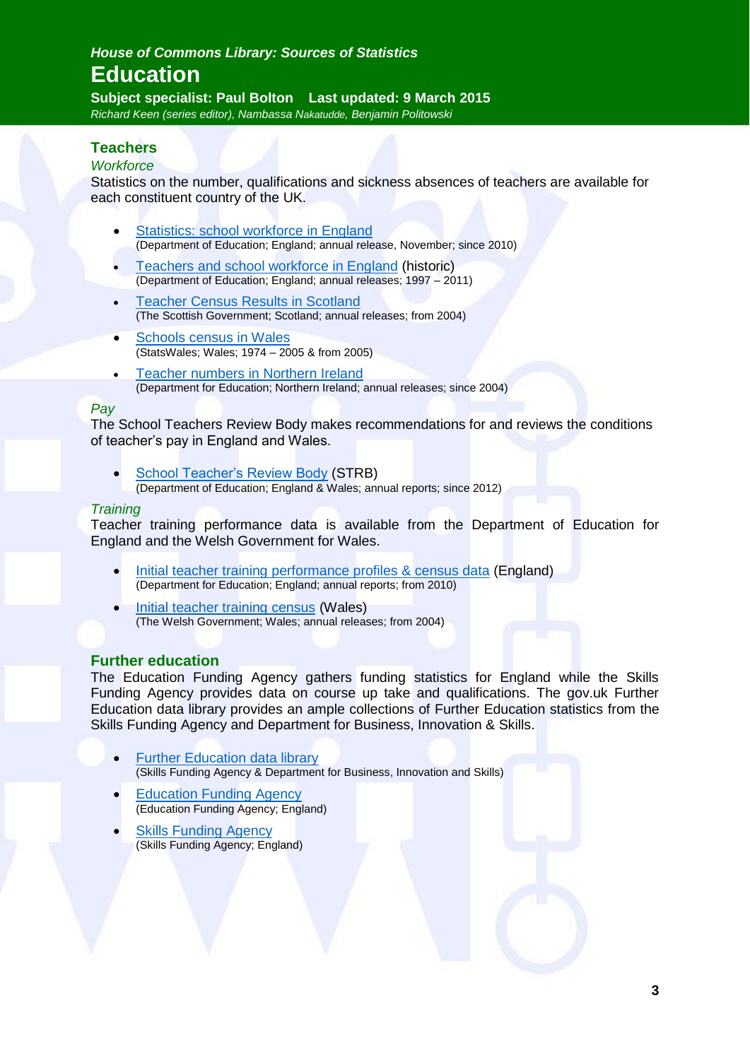House of Commons Library: Sources of Statistics

# Education

**Subject specialist: Paul Bolton Last updated: 9 March 2015**

*Richard Keen (series editor), Nambassa Nakatudde, Benjamin Politowski*

## Teachers

### *Workforce*

Statistics on the number, qualifications and sickness absences of teachers are available for each constituent country of the UK.

- Statistics: school workforce in England
  (Department of Education; England; annual release, November; since 2010)
- Teachers and school workforce in England (historic)
  (Department of Education; England; annual releases; 1997 – 2011)
- Teacher Census Results in Scotland
  (The Scottish Government; Scotland; annual releases; from 2004)
- Schools census in Wales
  (StatsWales; Wales; 1974 – 2005 & from 2005)
- Teacher numbers in Northern Ireland
  (Department for Education; Northern Ireland; annual releases; since 2004)

### *Pay*

The School Teachers Review Body makes recommendations for and reviews the conditions of teacher's pay in England and Wales.

- School Teacher's Review Body (STRB)
  (Department of Education; England & Wales; annual reports; since 2012)

### *Training*

Teacher training performance data is available from the Department of Education for England and the Welsh Government for Wales.

- Initial teacher training performance profiles & census data (England)
  (Department for Education; England; annual reports; from 2010)
- Initial teacher training census (Wales)
  (The Welsh Government; Wales; annual releases; from 2004)

## Further education

The Education Funding Agency gathers funding statistics for England while the Skills Funding Agency provides data on course up take and qualifications. The gov.uk Further Education data library provides an ample collections of Further Education statistics from the Skills Funding Agency and Department for Business, Innovation & Skills.

- Further Education data library
  (Skills Funding Agency & Department for Business, Innovation and Skills)
- Education Funding Agency
  (Education Funding Agency; England)
- Skills Funding Agency
  (Skills Funding Agency; England)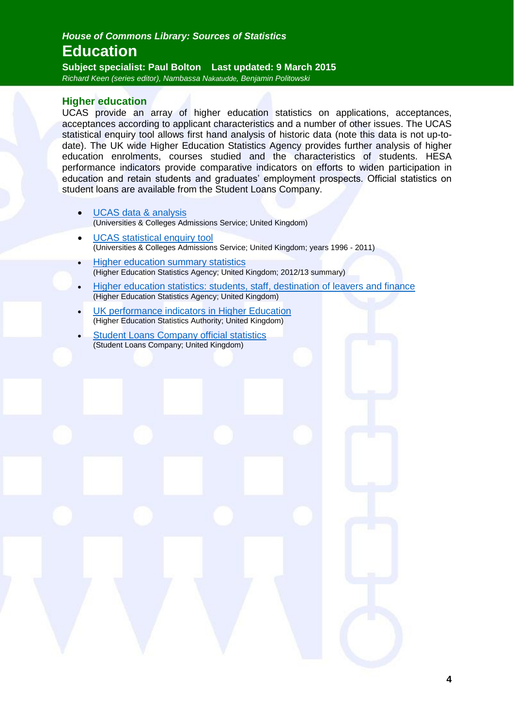## Higher education

UCAS provide an array of higher education statistics on applications, acceptances, acceptances according to applicant characteristics and a number of other issues. The UCAS statistical enquiry tool allows first hand analysis of historic data (note this data is not up-to-date). The UK wide Higher Education Statistics Agency provides further analysis of higher education enrolments, courses studied and the characteristics of students. HESA performance indicators provide comparative indicators on efforts to widen participation in education and retain students and graduates' employment prospects. Official statistics on student loans are available from the Student Loans Company.

- UCAS data & analysis
  (Universities & Colleges Admissions Service; United Kingdom)
- UCAS statistical enquiry tool
  (Universities & Colleges Admissions Service; United Kingdom; years 1996 - 2011)
- Higher education summary statistics
  (Higher Education Statistics Agency; United Kingdom; 2012/13 summary)
- Higher education statistics: students, staff, destination of leavers and finance
  (Higher Education Statistics Agency; United Kingdom)
- UK performance indicators in Higher Education
  (Higher Education Statistics Authority; United Kingdom)
- Student Loans Company official statistics
  (Student Loans Company; United Kingdom)